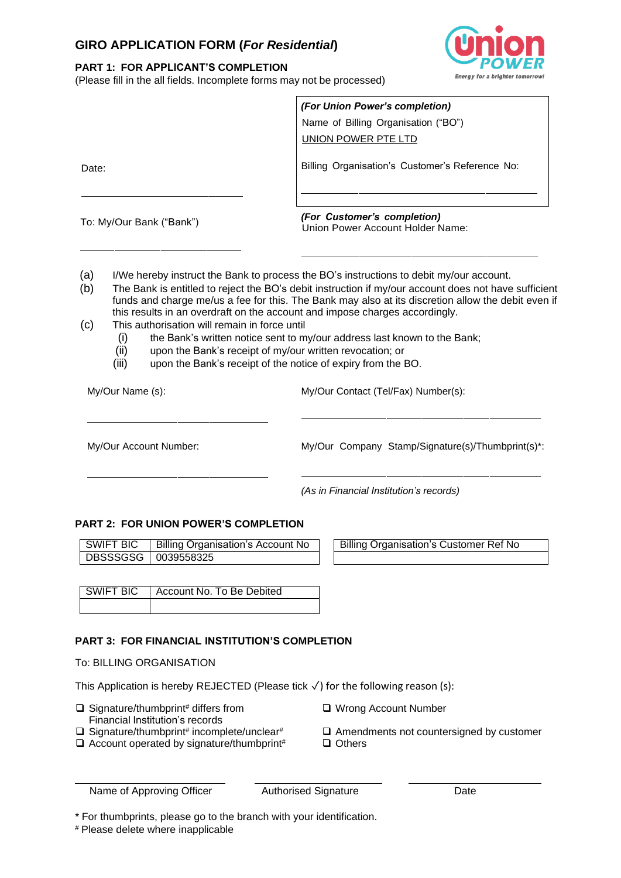# GIRO APPLICATION FORM (*For Residential*)

**PART 1: FOR APPLICANT'S COMPLETION**

(Please fill in the all fields. Incomplete forms may not be processed)

Date: ______________________

***(For Union Power's completion)***

Name of Billing Organisation ("BO")

UNION POWER PTE LTD

Billing Organisation's Customer's Reference No:

______________________

To: My/Our Bank ("Bank")

______________________

***(For Customer's completion)***

Union Power Account Holder Name:

______________________

(a) I/We hereby instruct the Bank to process the BO's instructions to debit my/our account.

(b) The Bank is entitled to reject the BO's debit instruction if my/our account does not have sufficient funds and charge me/us a fee for this. The Bank may also at its discretion allow the debit even if this results in an overdraft on the account and impose charges accordingly.

(c) This authorisation will remain in force until

  (i) the Bank's written notice sent to my/our address last known to the Bank;
  (ii) upon the Bank's receipt of my/our written revocation; or
  (iii) upon the Bank's receipt of the notice of expiry from the BO.

My/Our Name (s):

______________________

My/Our Contact (Tel/Fax) Number(s):

______________________

My/Our Account Number:

______________________

My/Our Company Stamp/Signature(s)/Thumbprint(s)*:

______________________

*(As in Financial Institution's records)*

**PART 2: FOR UNION POWER'S COMPLETION**

| SWIFT BIC | Billing Organisation's Account No |
|---|---|
| DBSSSGSG | 0039558325 |

| Billing Organisation's Customer Ref No |
|---|
| |

| SWIFT BIC | Account No. To Be Debited |
|---|---|
| | |

**PART 3: FOR FINANCIAL INSTITUTION'S COMPLETION**

To: BILLING ORGANISATION

This Application is hereby REJECTED (Please tick ✓) for the following reason (s):

- ❑ Signature/thumbprint# differs from Financial Institution's records
- ❑ Signature/thumbprint# incomplete/unclear#
- ❑ Account operated by signature/thumbprint#
- ❑ Wrong Account Number
- ❑ Amendments not countersigned by customer
- ❑ Others

______________________ Name of Approving Officer

______________________ Authorised Signature

______________________ Date

\* For thumbprints, please go to the branch with your identification.

# Please delete where inapplicable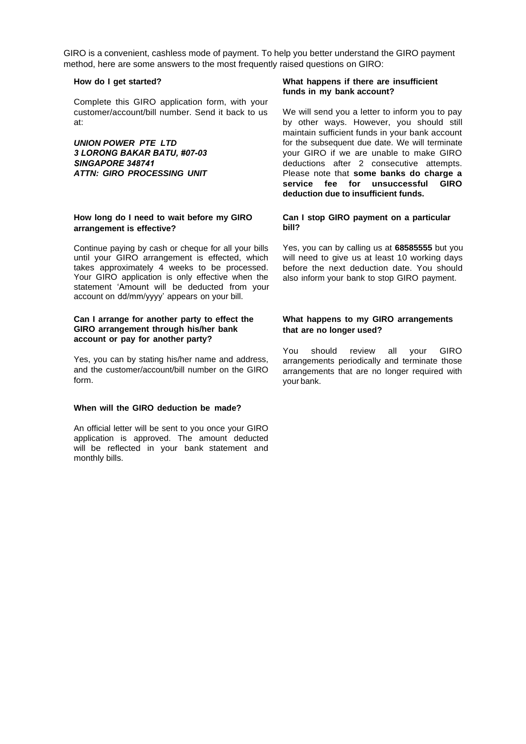GIRO is a convenient, cashless mode of payment. To help you better understand the GIRO payment method, here are some answers to the most frequently raised questions on GIRO:

**How do I get started?**

Complete this GIRO application form, with your customer/account/bill number. Send it back to us at:

***UNION POWER PTE LTD***
***3 LORONG BAKAR BATU, #07-03***
***SINGAPORE 348741***
***ATTN: GIRO PROCESSING UNIT***

**How long do I need to wait before my GIRO arrangement is effective?**

Continue paying by cash or cheque for all your bills until your GIRO arrangement is effected, which takes approximately 4 weeks to be processed. Your GIRO application is only effective when the statement 'Amount will be deducted from your account on dd/mm/yyyy' appears on your bill.

**Can I arrange for another party to effect the GIRO arrangement through his/her bank account or pay for another party?**

Yes, you can by stating his/her name and address, and the customer/account/bill number on the GIRO form.

**When will the GIRO deduction be made?**

An official letter will be sent to you once your GIRO application is approved. The amount deducted will be reflected in your bank statement and monthly bills.

**What happens if there are insufficient funds in my bank account?**

We will send you a letter to inform you to pay by other ways. However, you should still maintain sufficient funds in your bank account for the subsequent due date. We will terminate your GIRO if we are unable to make GIRO deductions after 2 consecutive attempts. Please note that **some banks do charge a service fee for unsuccessful GIRO deduction due to insufficient funds.**

**Can I stop GIRO payment on a particular bill?**

Yes, you can by calling us at **68585555** but you will need to give us at least 10 working days before the next deduction date. You should also inform your bank to stop GIRO payment.

**What happens to my GIRO arrangements that are no longer used?**

You should review all your GIRO arrangements periodically and terminate those arrangements that are no longer required with your bank.